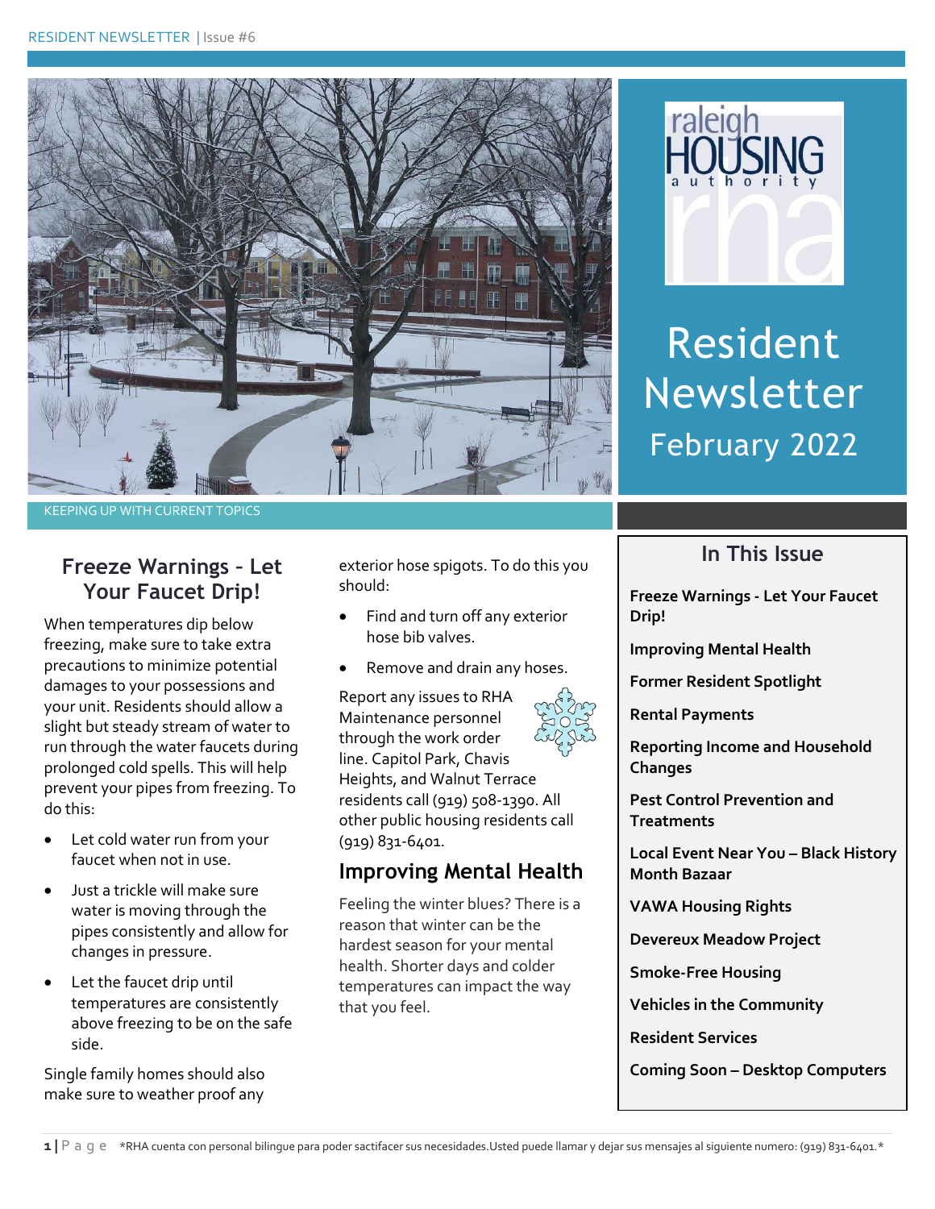# Resident Newsletter

## February 2022

KEEPING UP WITH CURRENT TOPICS

## Freeze Warnings - Let Your Faucet Drip!

When temperatures dip below freezing, make sure to take extra precautions to minimize potential damages to your possessions and your unit. Residents should allow a slight but steady stream of water to run through the water faucets during prolonged cold spells. This will help prevent your pipes from freezing. To do this:

- Let cold water run from your faucet when not in use.
- Just a trickle will make sure water is moving through the pipes consistently and allow for changes in pressure.
- Let the faucet drip until temperatures are consistently above freezing to be on the safe side.

Single family homes should also make sure to weather proof any exterior hose spigots. To do this you should:

- Find and turn off any exterior hose bib valves.
- Remove and drain any hoses.

Report any issues to RHA Maintenance personnel through the work order line. Capitol Park, Chavis Heights, and Walnut Terrace residents call (919) 508-1390. All other public housing residents call (919) 831-6401.

## Improving Mental Health

Feeling the winter blues? There is a reason that winter can be the hardest season for your mental health. Shorter days and colder temperatures can impact the way that you feel.

### In This Issue

**Freeze Warnings - Let Your Faucet Drip!**

**Improving Mental Health**

**Former Resident Spotlight**

**Rental Payments**

**Reporting Income and Household Changes**

**Pest Control Prevention and Treatments**

**Local Event Near You – Black History Month Bazaar**

**VAWA Housing Rights**

**Devereux Meadow Project**

**Smoke-Free Housing**

**Vehicles in the Community**

**Resident Services**

**Coming Soon – Desktop Computers**

*RHA cuenta con personal bilingue para poder sactifacer sus necesidades.Usted puede llamar y dejar sus mensajes al siguiente numero: (919) 831-6401.*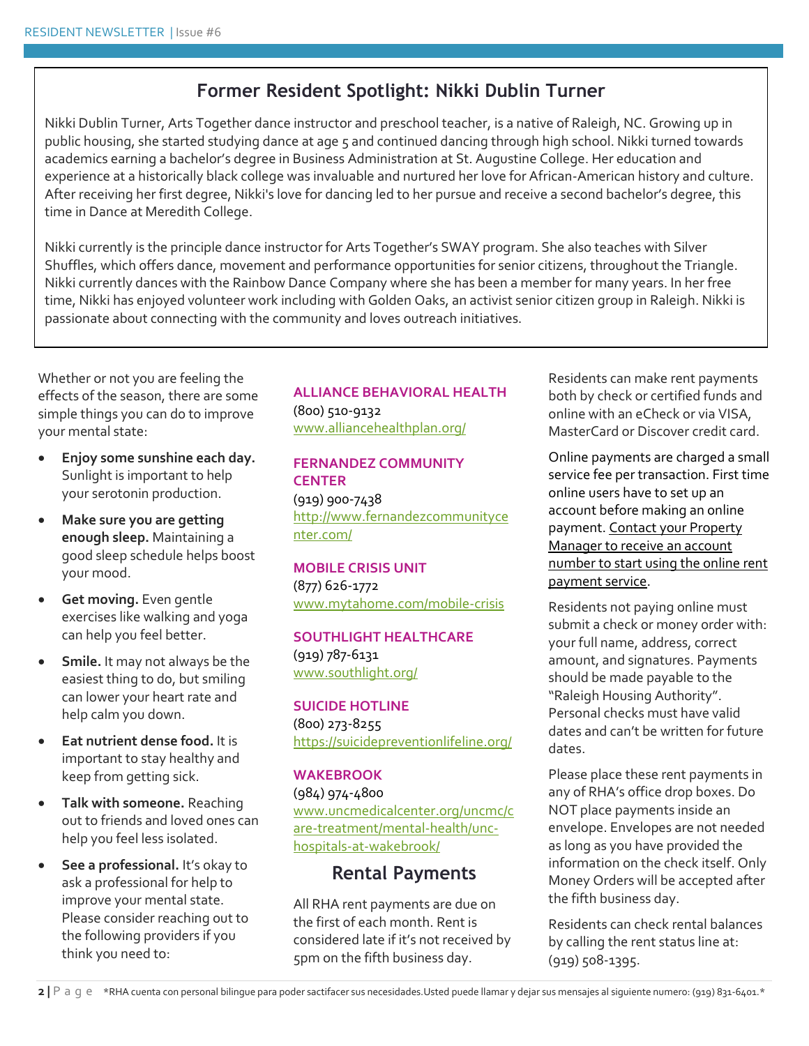## Former Resident Spotlight: Nikki Dublin Turner

Nikki Dublin Turner, Arts Together dance instructor and preschool teacher, is a native of Raleigh, NC. Growing up in public housing, she started studying dance at age 5 and continued dancing through high school. Nikki turned towards academics earning a bachelor's degree in Business Administration at St. Augustine College. Her education and experience at a historically black college was invaluable and nurtured her love for African-American history and culture. After receiving her first degree, Nikki's love for dancing led to her pursue and receive a second bachelor's degree, this time in Dance at Meredith College.

Nikki currently is the principle dance instructor for Arts Together's SWAY program. She also teaches with Silver Shuffles, which offers dance, movement and performance opportunities for senior citizens, throughout the Triangle. Nikki currently dances with the Rainbow Dance Company where she has been a member for many years. In her free time, Nikki has enjoyed volunteer work including with Golden Oaks, an activist senior citizen group in Raleigh. Nikki is passionate about connecting with the community and loves outreach initiatives.

Whether or not you are feeling the effects of the season, there are some simple things you can do to improve your mental state:

- **Enjoy some sunshine each day.** Sunlight is important to help your serotonin production.
- **Make sure you are getting enough sleep.** Maintaining a good sleep schedule helps boost your mood.
- **Get moving.** Even gentle exercises like walking and yoga can help you feel better.
- **Smile.** It may not always be the easiest thing to do, but smiling can lower your heart rate and help calm you down.
- **Eat nutrient dense food.** It is important to stay healthy and keep from getting sick.
- **Talk with someone.** Reaching out to friends and loved ones can help you feel less isolated.
- **See a professional.** It's okay to ask a professional for help to improve your mental state. Please consider reaching out to the following providers if you think you need to:

**ALLIANCE BEHAVIORAL HEALTH**
(800) 510-9132
www.alliancehealthplan.org/

**FERNANDEZ COMMUNITY CENTER**
(919) 900-7438
http://www.fernandezcommunitycenter.com/

**MOBILE CRISIS UNIT**
(877) 626-1772
www.mytahome.com/mobile-crisis

**SOUTHLIGHT HEALTHCARE**
(919) 787-6131
www.southlight.org/

**SUICIDE HOTLINE**
(800) 273-8255
https://suicidepreventionlifeline.org/

**WAKEBROOK**
(984) 974-4800
www.uncmedicalcenter.org/uncmc/care-treatment/mental-health/unc-hospitals-at-wakebrook/

## Rental Payments

All RHA rent payments are due on the first of each month. Rent is considered late if it's not received by 5pm on the fifth business day.

Residents can make rent payments both by check or certified funds and online with an eCheck or via VISA, MasterCard or Discover credit card.

Online payments are charged a small service fee per transaction. First time online users have to set up an account before making an online payment. Contact your Property Manager to receive an account number to start using the online rent payment service.

Residents not paying online must submit a check or money order with: your full name, address, correct amount, and signatures. Payments should be made payable to the "Raleigh Housing Authority". Personal checks must have valid dates and can't be written for future dates.

Please place these rent payments in any of RHA's office drop boxes. Do NOT place payments inside an envelope. Envelopes are not needed as long as you have provided the information on the check itself. Only Money Orders will be accepted after the fifth business day.

Residents can check rental balances by calling the rent status line at: (919) 508-1395.

*RHA cuenta con personal bilingue para poder sactifacer sus necesidades.Usted puede llamar y dejar sus mensajes al siguiente numero: (919) 831-6401.*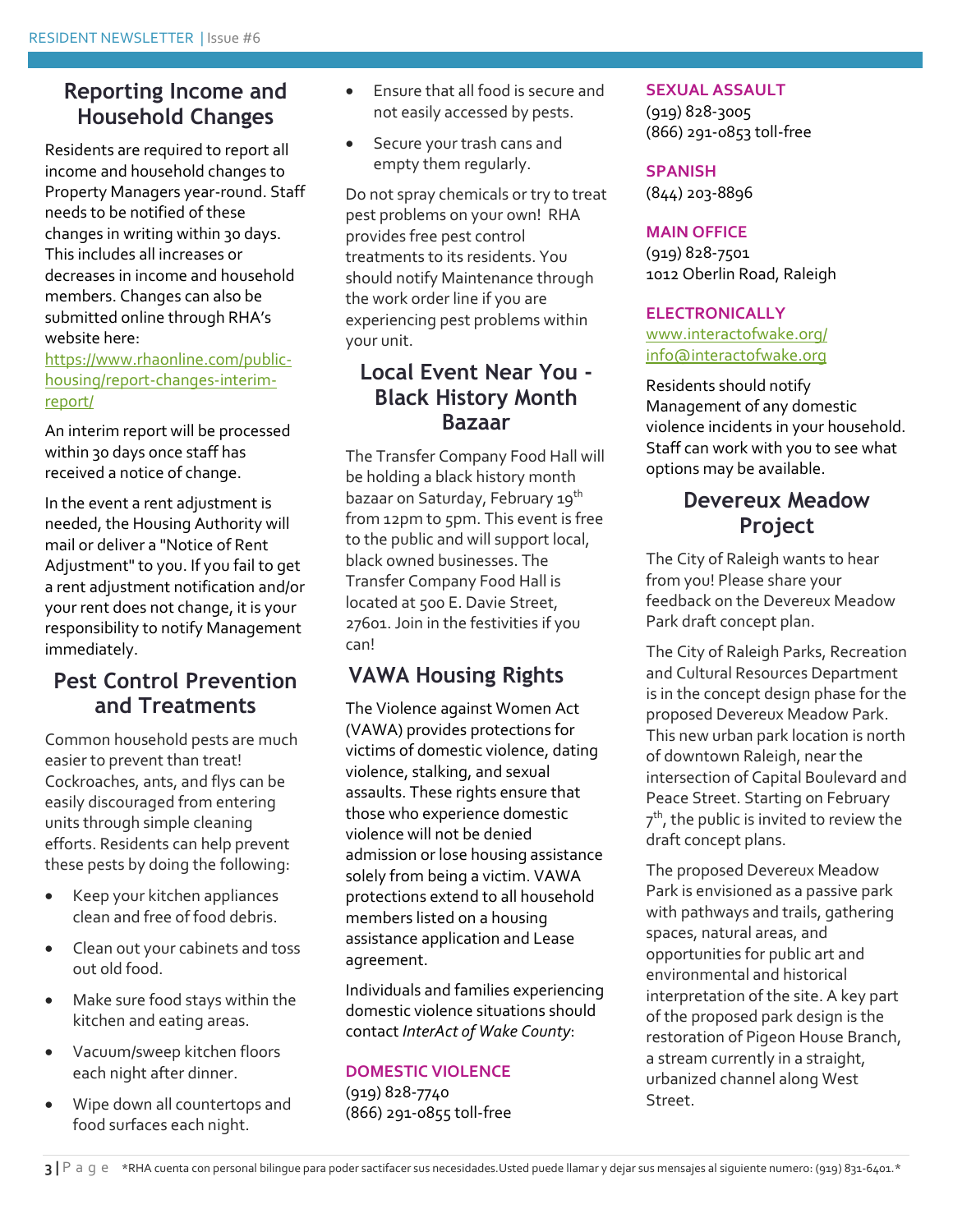## Reporting Income and Household Changes

Residents are required to report all income and household changes to Property Managers year-round. Staff needs to be notified of these changes in writing within 30 days. This includes all increases or decreases in income and household members. Changes can also be submitted online through RHA's website here: https://www.rhaonline.com/public-housing/report-changes-interim-report/

An interim report will be processed within 30 days once staff has received a notice of change.

In the event a rent adjustment is needed, the Housing Authority will mail or deliver a "Notice of Rent Adjustment" to you. If you fail to get a rent adjustment notification and/or your rent does not change, it is your responsibility to notify Management immediately.

## Pest Control Prevention and Treatments

Common household pests are much easier to prevent than treat! Cockroaches, ants, and flys can be easily discouraged from entering units through simple cleaning efforts. Residents can help prevent these pests by doing the following:

- Keep your kitchen appliances clean and free of food debris.
- Clean out your cabinets and toss out old food.
- Make sure food stays within the kitchen and eating areas.
- Vacuum/sweep kitchen floors each night after dinner.
- Wipe down all countertops and food surfaces each night.
- Ensure that all food is secure and not easily accessed by pests.
- Secure your trash cans and empty them regularly.

Do not spray chemicals or try to treat pest problems on your own! RHA provides free pest control treatments to its residents. You should notify Maintenance through the work order line if you are experiencing pest problems within your unit.

## Local Event Near You - Black History Month Bazaar

The Transfer Company Food Hall will be holding a black history month bazaar on Saturday, February 19th from 12pm to 5pm. This event is free to the public and will support local, black owned businesses. The Transfer Company Food Hall is located at 500 E. Davie Street, 27601. Join in the festivities if you can!

## VAWA Housing Rights

The Violence against Women Act (VAWA) provides protections for victims of domestic violence, dating violence, stalking, and sexual assaults. These rights ensure that those who experience domestic violence will not be denied admission or lose housing assistance solely from being a victim. VAWA protections extend to all household members listed on a housing assistance application and Lease agreement.

Individuals and families experiencing domestic violence situations should contact *InterAct of Wake County*:

**DOMESTIC VIOLENCE**
(919) 828-7740
(866) 291-0855 toll-free

**SEXUAL ASSAULT**
(919) 828-3005
(866) 291-0853 toll-free

**SPANISH**
(844) 203-8896

**MAIN OFFICE**
(919) 828-7501
1012 Oberlin Road, Raleigh

**ELECTRONICALLY**
www.interactofwake.org/
info@interactofwake.org

Residents should notify Management of any domestic violence incidents in your household. Staff can work with you to see what options may be available.

## Devereux Meadow Project

The City of Raleigh wants to hear from you! Please share your feedback on the Devereux Meadow Park draft concept plan.

The City of Raleigh Parks, Recreation and Cultural Resources Department is in the concept design phase for the proposed Devereux Meadow Park. This new urban park location is north of downtown Raleigh, near the intersection of Capital Boulevard and Peace Street. Starting on February 7th, the public is invited to review the draft concept plans.

The proposed Devereux Meadow Park is envisioned as a passive park with pathways and trails, gathering spaces, natural areas, and opportunities for public art and environmental and historical interpretation of the site. A key part of the proposed park design is the restoration of Pigeon House Branch, a stream currently in a straight, urbanized channel along West Street.

*RHA cuenta con personal bilingue para poder sactifacer sus necesidades.Usted puede llamar y dejar sus mensajes al siguiente numero: (919) 831-6401.*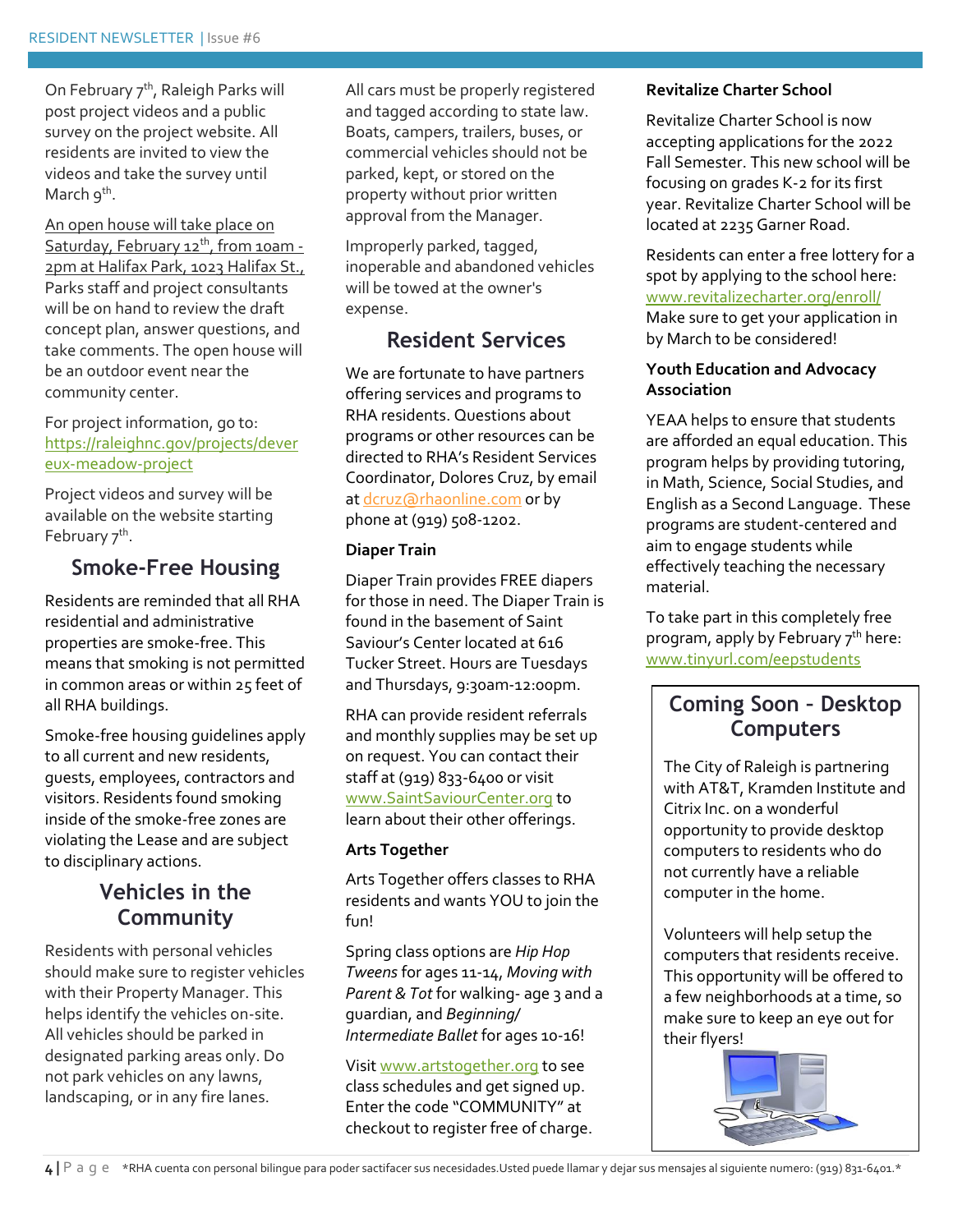On February 7th, Raleigh Parks will post project videos and a public survey on the project website. All residents are invited to view the videos and take the survey until March 9th.

An open house will take place on Saturday, February 12th, from 10am - 2pm at Halifax Park, 1023 Halifax St., Parks staff and project consultants will be on hand to review the draft concept plan, answer questions, and take comments. The open house will be an outdoor event near the community center.

For project information, go to: https://raleighnc.gov/projects/devereux-meadow-project

Project videos and survey will be available on the website starting February 7th.

## Smoke-Free Housing

Residents are reminded that all RHA residential and administrative properties are smoke-free. This means that smoking is not permitted in common areas or within 25 feet of all RHA buildings.

Smoke-free housing guidelines apply to all current and new residents, guests, employees, contractors and visitors. Residents found smoking inside of the smoke-free zones are violating the Lease and are subject to disciplinary actions.

## Vehicles in the Community

Residents with personal vehicles should make sure to register vehicles with their Property Manager. This helps identify the vehicles on-site. All vehicles should be parked in designated parking areas only. Do not park vehicles on any lawns, landscaping, or in any fire lanes.

All cars must be properly registered and tagged according to state law. Boats, campers, trailers, buses, or commercial vehicles should not be parked, kept, or stored on the property without prior written approval from the Manager.

Improperly parked, tagged, inoperable and abandoned vehicles will be towed at the owner's expense.

## Resident Services

We are fortunate to have partners offering services and programs to RHA residents. Questions about programs or other resources can be directed to RHA's Resident Services Coordinator, Dolores Cruz, by email at dcruz@rhaonline.com or by phone at (919) 508-1202.

**Diaper Train**

Diaper Train provides FREE diapers for those in need. The Diaper Train is found in the basement of Saint Saviour's Center located at 616 Tucker Street. Hours are Tuesdays and Thursdays, 9:30am-12:00pm.

RHA can provide resident referrals and monthly supplies may be set up on request. You can contact their staff at (919) 833-6400 or visit www.SaintSaviourCenter.org to learn about their other offerings.

**Arts Together**

Arts Together offers classes to RHA residents and wants YOU to join the fun!

Spring class options are *Hip Hop Tweens* for ages 11-14, *Moving with Parent & Tot* for walking- age 3 and a guardian, and *Beginning/ Intermediate Ballet* for ages 10-16!

Visit www.artstogether.org to see class schedules and get signed up. Enter the code "COMMUNITY" at checkout to register free of charge.

**Revitalize Charter School**

Revitalize Charter School is now accepting applications for the 2022 Fall Semester. This new school will be focusing on grades K-2 for its first year. Revitalize Charter School will be located at 2235 Garner Road.

Residents can enter a free lottery for a spot by applying to the school here: www.revitalizecharter.org/enroll/ Make sure to get your application in by March to be considered!

**Youth Education and Advocacy Association**

YEAA helps to ensure that students are afforded an equal education. This program helps by providing tutoring, in Math, Science, Social Studies, and English as a Second Language. These programs are student-centered and aim to engage students while effectively teaching the necessary material.

To take part in this completely free program, apply by February 7th here: www.tinyurl.com/eepstudents

## Coming Soon - Desktop Computers

The City of Raleigh is partnering with AT&T, Kramden Institute and Citrix Inc. on a wonderful opportunity to provide desktop computers to residents who do not currently have a reliable computer in the home.

Volunteers will help setup the computers that residents receive. This opportunity will be offered to a few neighborhoods at a time, so make sure to keep an eye out for their flyers!

*RHA cuenta con personal bilingue para poder sactifacer sus necesidades.Usted puede llamar y dejar sus mensajes al siguiente numero: (919) 831-6401.*